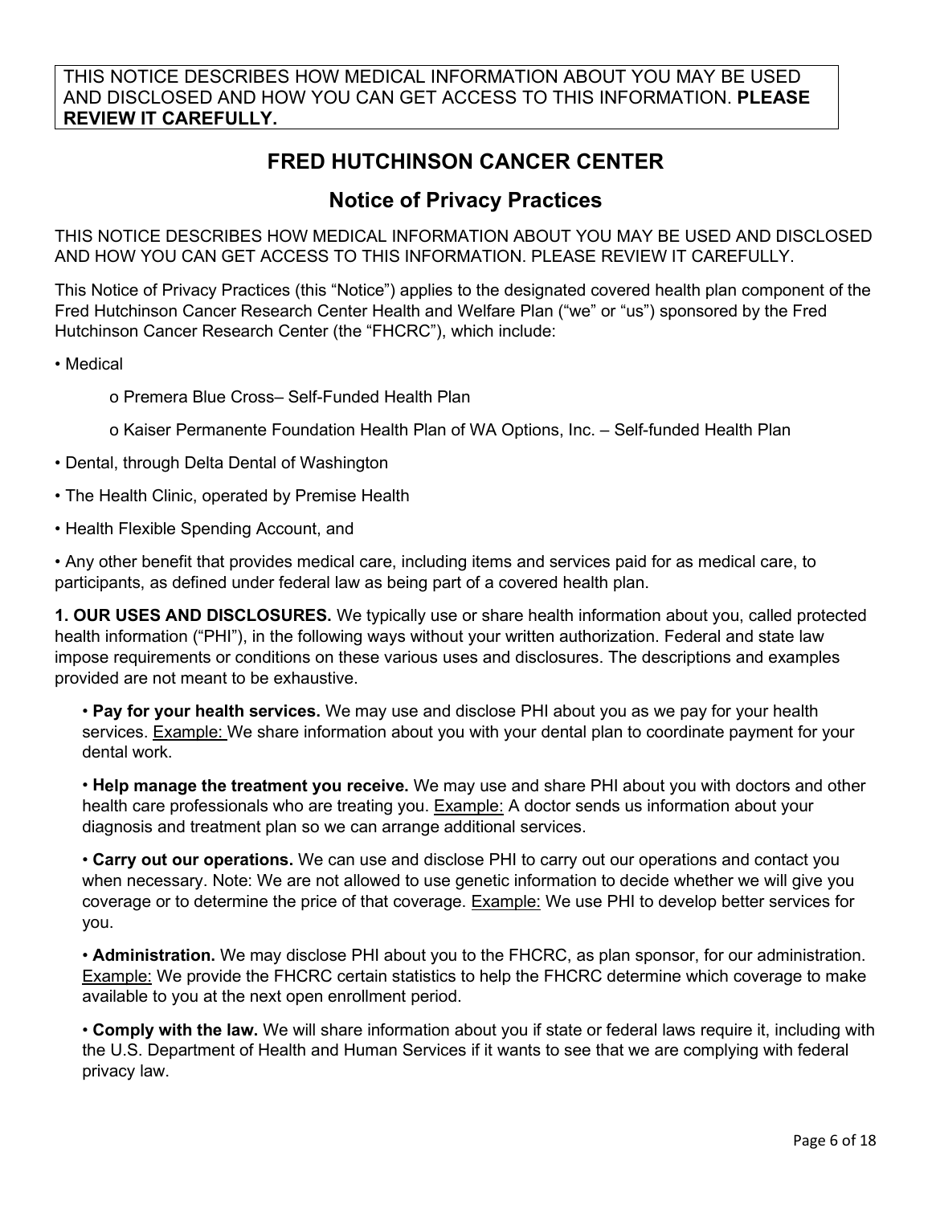THIS NOTICE DESCRIBES HOW MEDICAL INFORMATION ABOUT YOU MAY BE USED AND DISCLOSED AND HOW YOU CAN GET ACCESS TO THIS INFORMATION. **PLEASE REVIEW IT CAREFULLY.**

# FRED HUTCHINSON CANCER CENTER

## Notice of Privacy Practices

THIS NOTICE DESCRIBES HOW MEDICAL INFORMATION ABOUT YOU MAY BE USED AND DISCLOSED AND HOW YOU CAN GET ACCESS TO THIS INFORMATION. PLEASE REVIEW IT CAREFULLY.

This Notice of Privacy Practices (this "Notice") applies to the designated covered health plan component of the Fred Hutchinson Cancer Research Center Health and Welfare Plan ("we" or "us") sponsored by the Fred Hutchinson Cancer Research Center (the "FHCRC"), which include:

- Medical
  - Premera Blue Cross– Self-Funded Health Plan
  - Kaiser Permanente Foundation Health Plan of WA Options, Inc. – Self-funded Health Plan
- Dental, through Delta Dental of Washington
- The Health Clinic, operated by Premise Health
- Health Flexible Spending Account, and
- Any other benefit that provides medical care, including items and services paid for as medical care, to participants, as defined under federal law as being part of a covered health plan.

**1. OUR USES AND DISCLOSURES.** We typically use or share health information about you, called protected health information ("PHI"), in the following ways without your written authorization. Federal and state law impose requirements or conditions on these various uses and disclosures. The descriptions and examples provided are not meant to be exhaustive.

- **Pay for your health services.** We may use and disclose PHI about you as we pay for your health services. Example: We share information about you with your dental plan to coordinate payment for your dental work.
- **Help manage the treatment you receive.** We may use and share PHI about you with doctors and other health care professionals who are treating you. Example: A doctor sends us information about your diagnosis and treatment plan so we can arrange additional services.
- **Carry out our operations.** We can use and disclose PHI to carry out our operations and contact you when necessary. Note: We are not allowed to use genetic information to decide whether we will give you coverage or to determine the price of that coverage. Example: We use PHI to develop better services for you.
- **Administration.** We may disclose PHI about you to the FHCRC, as plan sponsor, for our administration. Example: We provide the FHCRC certain statistics to help the FHCRC determine which coverage to make available to you at the next open enrollment period.
- **Comply with the law.** We will share information about you if state or federal laws require it, including with the U.S. Department of Health and Human Services if it wants to see that we are complying with federal privacy law.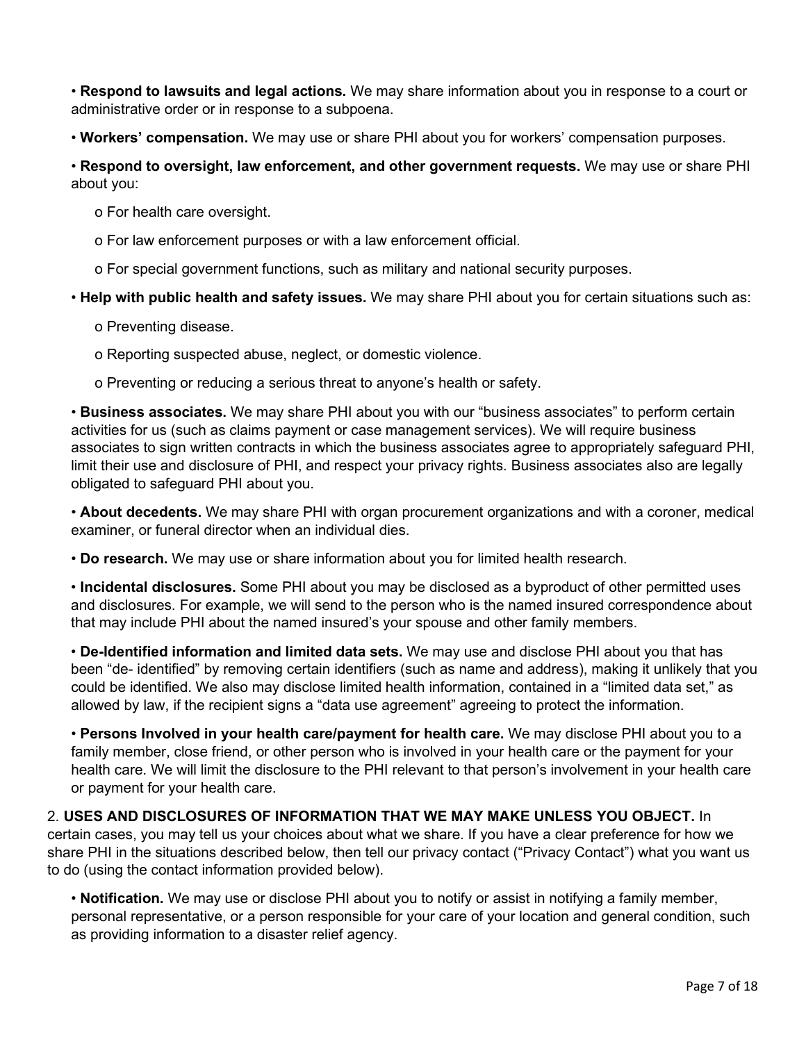- **Respond to lawsuits and legal actions.** We may share information about you in response to a court or administrative order or in response to a subpoena.

- **Workers' compensation.** We may use or share PHI about you for workers' compensation purposes.

- **Respond to oversight, law enforcement, and other government requests.** We may use or share PHI about you:

  - For health care oversight.
  - For law enforcement purposes or with a law enforcement official.
  - For special government functions, such as military and national security purposes.

- **Help with public health and safety issues.** We may share PHI about you for certain situations such as:

  - Preventing disease.
  - Reporting suspected abuse, neglect, or domestic violence.
  - Preventing or reducing a serious threat to anyone's health or safety.

- **Business associates.** We may share PHI about you with our "business associates" to perform certain activities for us (such as claims payment or case management services). We will require business associates to sign written contracts in which the business associates agree to appropriately safeguard PHI, limit their use and disclosure of PHI, and respect your privacy rights. Business associates also are legally obligated to safeguard PHI about you.

- **About decedents.** We may share PHI with organ procurement organizations and with a coroner, medical examiner, or funeral director when an individual dies.

- **Do research.** We may use or share information about you for limited health research.

- **Incidental disclosures.** Some PHI about you may be disclosed as a byproduct of other permitted uses and disclosures. For example, we will send to the person who is the named insured correspondence about that may include PHI about the named insured's your spouse and other family members.

- **De-Identified information and limited data sets.** We may use and disclose PHI about you that has been "de- identified" by removing certain identifiers (such as name and address), making it unlikely that you could be identified. We also may disclose limited health information, contained in a "limited data set," as allowed by law, if the recipient signs a "data use agreement" agreeing to protect the information.

- **Persons Involved in your health care/payment for health care.** We may disclose PHI about you to a family member, close friend, or other person who is involved in your health care or the payment for your health care. We will limit the disclosure to the PHI relevant to that person's involvement in your health care or payment for your health care.

2. **USES AND DISCLOSURES OF INFORMATION THAT WE MAY MAKE UNLESS YOU OBJECT.** In certain cases, you may tell us your choices about what we share. If you have a clear preference for how we share PHI in the situations described below, then tell our privacy contact ("Privacy Contact") what you want us to do (using the contact information provided below).

   - **Notification.** We may use or disclose PHI about you to notify or assist in notifying a family member, personal representative, or a person responsible for your care of your location and general condition, such as providing information to a disaster relief agency.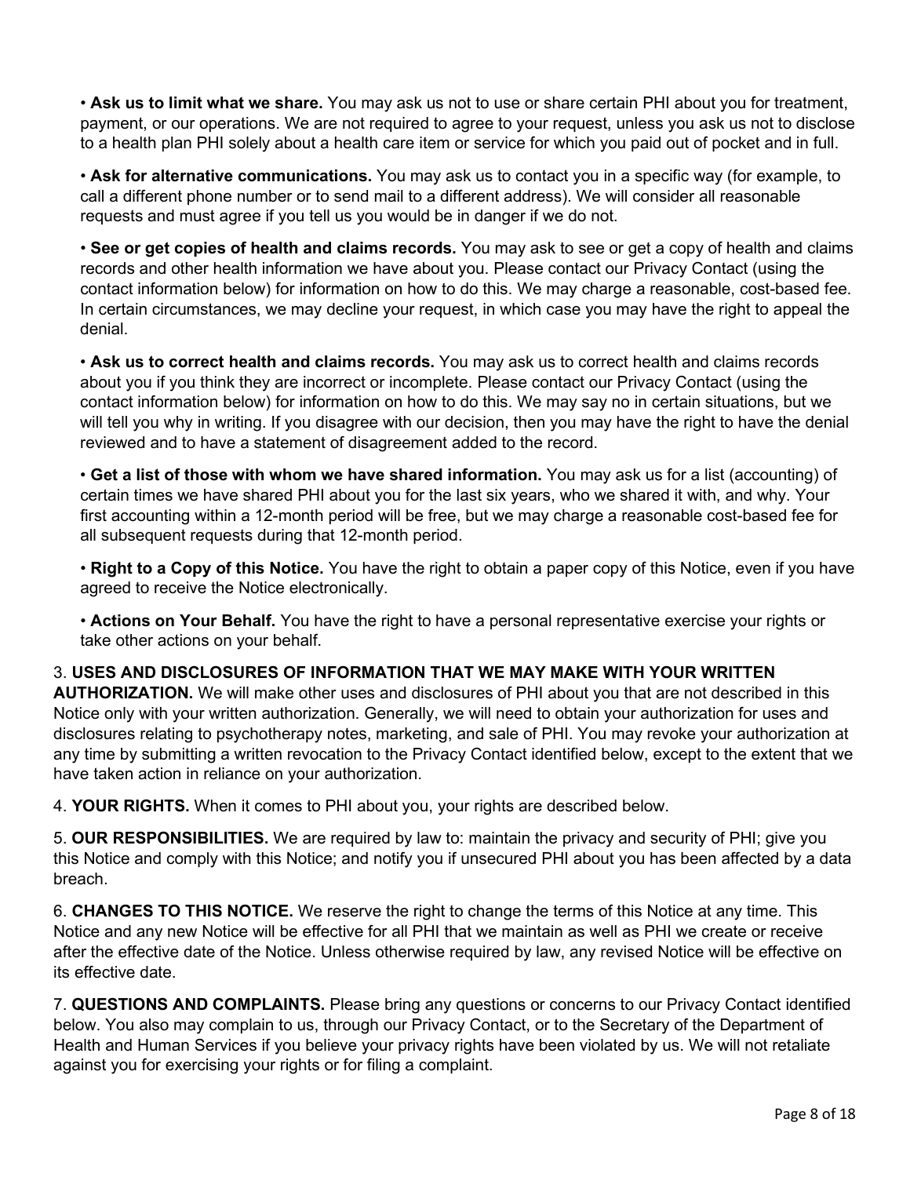- **Ask us to limit what we share.** You may ask us not to use or share certain PHI about you for treatment, payment, or our operations. We are not required to agree to your request, unless you ask us not to disclose to a health plan PHI solely about a health care item or service for which you paid out of pocket and in full.

- **Ask for alternative communications.** You may ask us to contact you in a specific way (for example, to call a different phone number or to send mail to a different address). We will consider all reasonable requests and must agree if you tell us you would be in danger if we do not.

- **See or get copies of health and claims records.** You may ask to see or get a copy of health and claims records and other health information we have about you. Please contact our Privacy Contact (using the contact information below) for information on how to do this. We may charge a reasonable, cost-based fee. In certain circumstances, we may decline your request, in which case you may have the right to appeal the denial.

- **Ask us to correct health and claims records.** You may ask us to correct health and claims records about you if you think they are incorrect or incomplete. Please contact our Privacy Contact (using the contact information below) for information on how to do this. We may say no in certain situations, but we will tell you why in writing. If you disagree with our decision, then you may have the right to have the denial reviewed and to have a statement of disagreement added to the record.

- **Get a list of those with whom we have shared information.** You may ask us for a list (accounting) of certain times we have shared PHI about you for the last six years, who we shared it with, and why. Your first accounting within a 12-month period will be free, but we may charge a reasonable cost-based fee for all subsequent requests during that 12-month period.

- **Right to a Copy of this Notice.** You have the right to obtain a paper copy of this Notice, even if you have agreed to receive the Notice electronically.

- **Actions on Your Behalf.** You have the right to have a personal representative exercise your rights or take other actions on your behalf.

3. **USES AND DISCLOSURES OF INFORMATION THAT WE MAY MAKE WITH YOUR WRITTEN AUTHORIZATION.** We will make other uses and disclosures of PHI about you that are not described in this Notice only with your written authorization. Generally, we will need to obtain your authorization for uses and disclosures relating to psychotherapy notes, marketing, and sale of PHI. You may revoke your authorization at any time by submitting a written revocation to the Privacy Contact identified below, except to the extent that we have taken action in reliance on your authorization.

4. **YOUR RIGHTS.** When it comes to PHI about you, your rights are described below.

5. **OUR RESPONSIBILITIES.** We are required by law to: maintain the privacy and security of PHI; give you this Notice and comply with this Notice; and notify you if unsecured PHI about you has been affected by a data breach.

6. **CHANGES TO THIS NOTICE.** We reserve the right to change the terms of this Notice at any time. This Notice and any new Notice will be effective for all PHI that we maintain as well as PHI we create or receive after the effective date of the Notice. Unless otherwise required by law, any revised Notice will be effective on its effective date.

7. **QUESTIONS AND COMPLAINTS.** Please bring any questions or concerns to our Privacy Contact identified below. You also may complain to us, through our Privacy Contact, or to the Secretary of the Department of Health and Human Services if you believe your privacy rights have been violated by us. We will not retaliate against you for exercising your rights or for filing a complaint.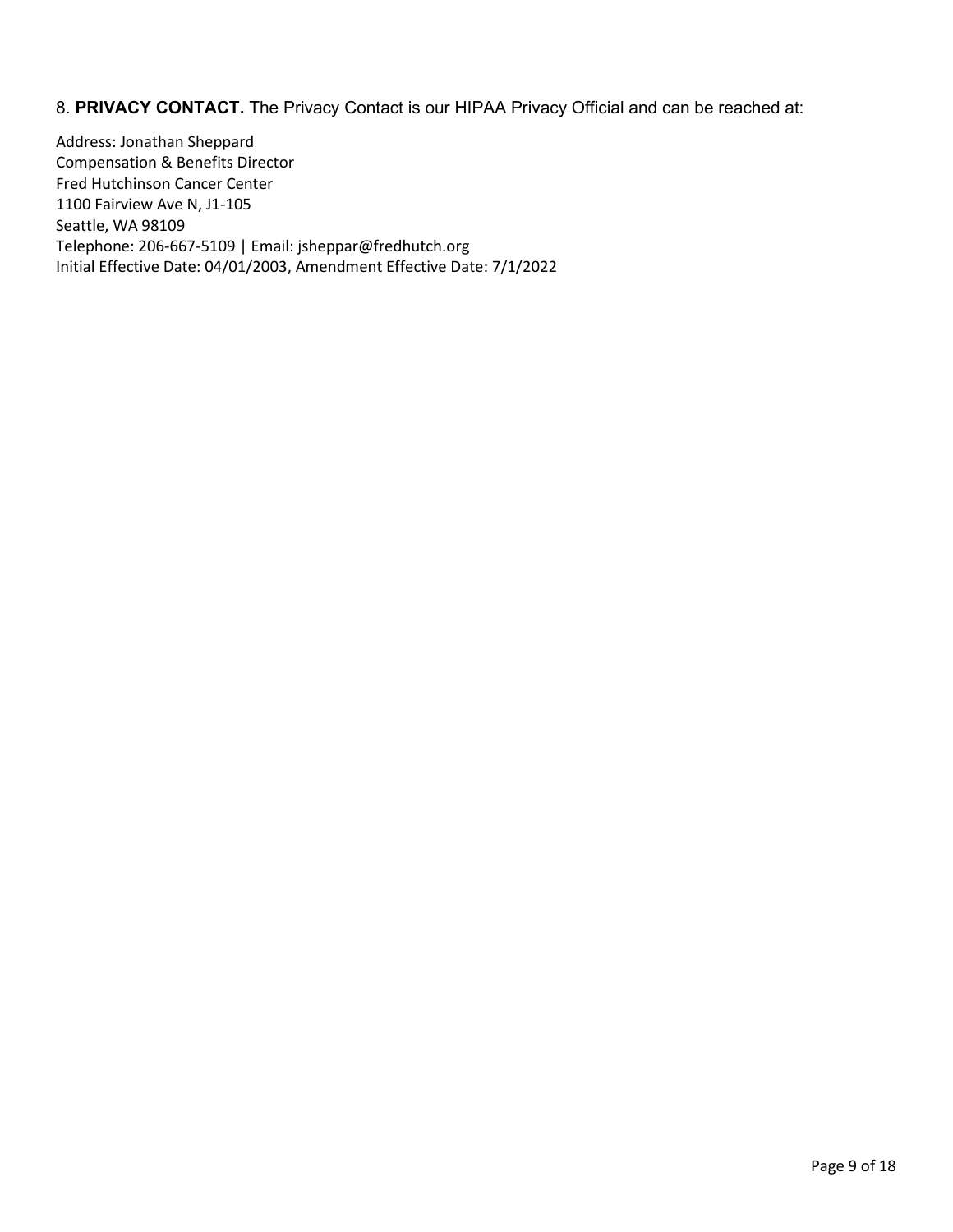8. **PRIVACY CONTACT.** The Privacy Contact is our HIPAA Privacy Official and can be reached at:

Address: Jonathan Sheppard
Compensation & Benefits Director
Fred Hutchinson Cancer Center
1100 Fairview Ave N, J1-105
Seattle, WA 98109
Telephone: 206-667-5109 | Email: jsheppar@fredhutch.org
Initial Effective Date: 04/01/2003, Amendment Effective Date: 7/1/2022